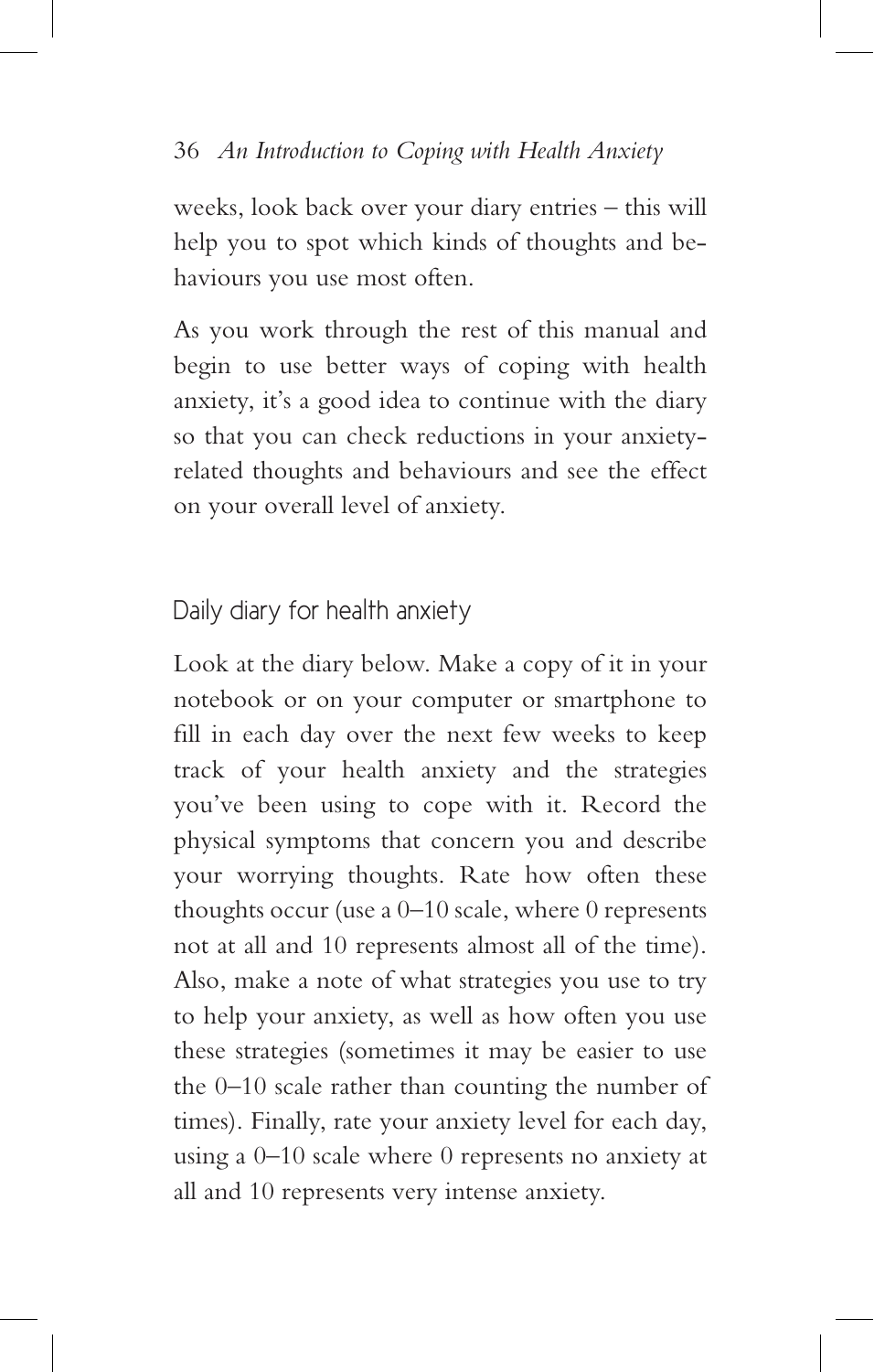weeks, look back over your diary entries – this will help you to spot which kinds of thoughts and behaviours you use most often.

As you work through the rest of this manual and begin to use better ways of coping with health anxiety, it's a good idea to continue with the diary so that you can check reductions in your anxiety-related thoughts and behaviours and see the effect on your overall level of anxiety.

## Daily diary for health anxiety

Look at the diary below. Make a copy of it in your notebook or on your computer or smartphone to fill in each day over the next few weeks to keep track of your health anxiety and the strategies you've been using to cope with it. Record the physical symptoms that concern you and describe your worrying thoughts. Rate how often these thoughts occur (use a 0–10 scale, where 0 represents not at all and 10 represents almost all of the time). Also, make a note of what strategies you use to try to help your anxiety, as well as how often you use these strategies (sometimes it may be easier to use the 0–10 scale rather than counting the number of times). Finally, rate your anxiety level for each day, using a 0–10 scale where 0 represents no anxiety at all and 10 represents very intense anxiety.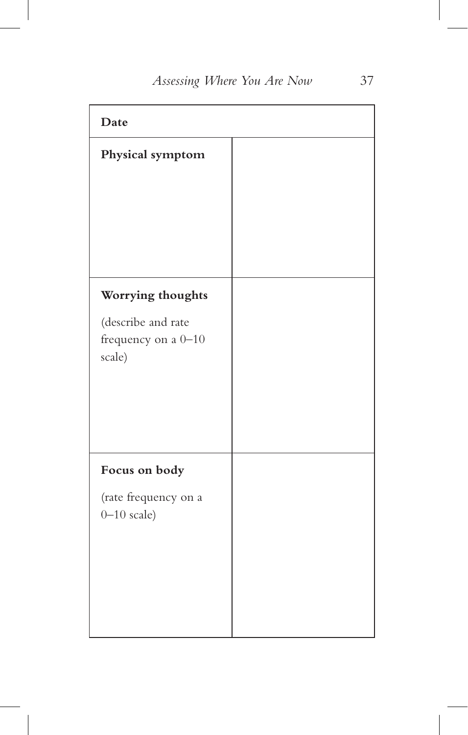| Date | |
|---|---|
| **Physical symptom** | |
| **Worrying thoughts**<br><br>(describe and rate frequency on a 0–10 scale) | |
| **Focus on body**<br><br>(rate frequency on a 0–10 scale) | |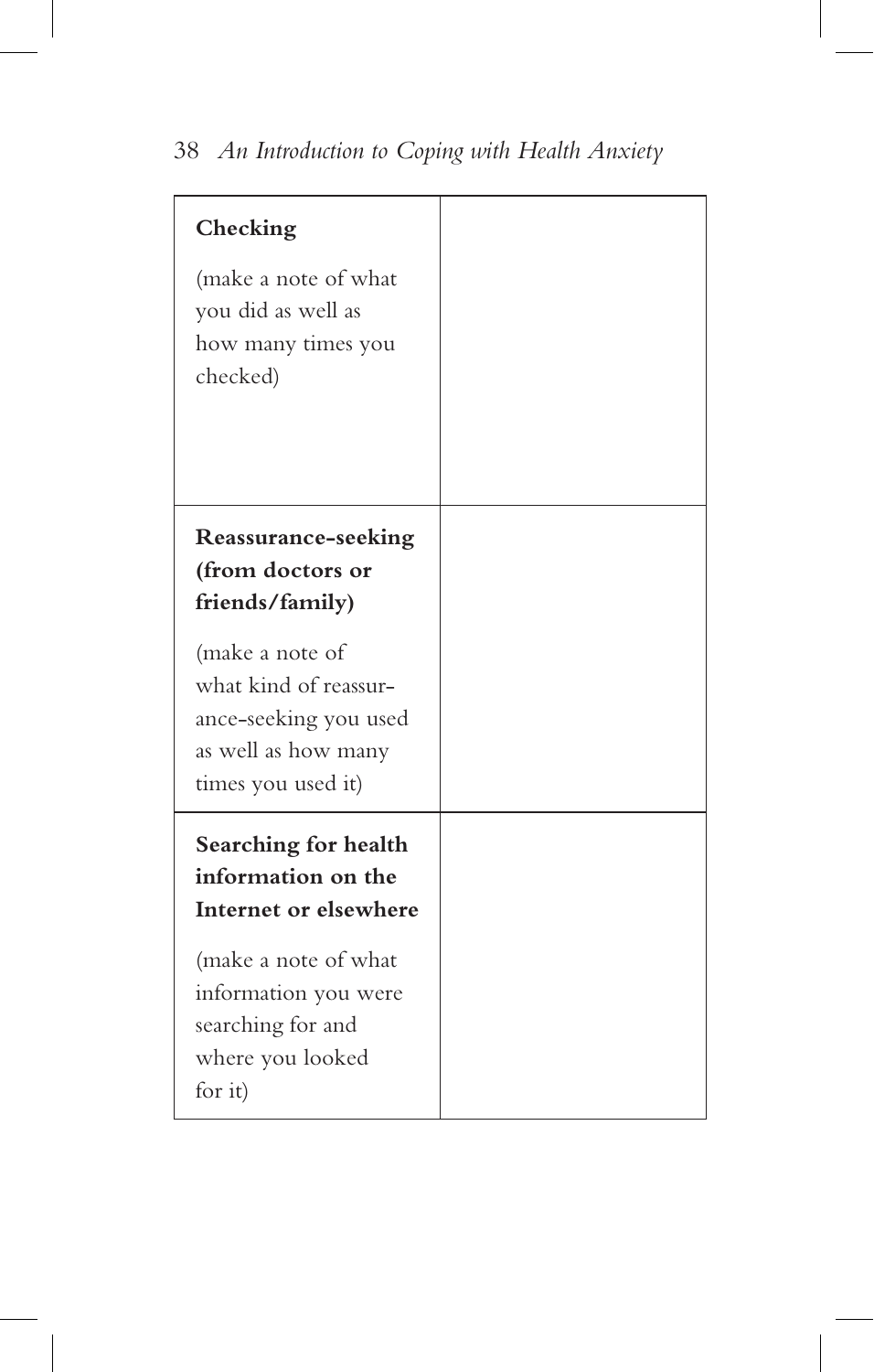| | |
|---|---|
| **Checking**<br><br>(make a note of what you did as well as how many times you checked) | |
| **Reassurance-seeking (from doctors or friends/family)**<br><br>(make a note of what kind of reassurance-seeking you used as well as how many times you used it) | |
| **Searching for health information on the Internet or elsewhere**<br><br>(make a note of what information you were searching for and where you looked for it) | |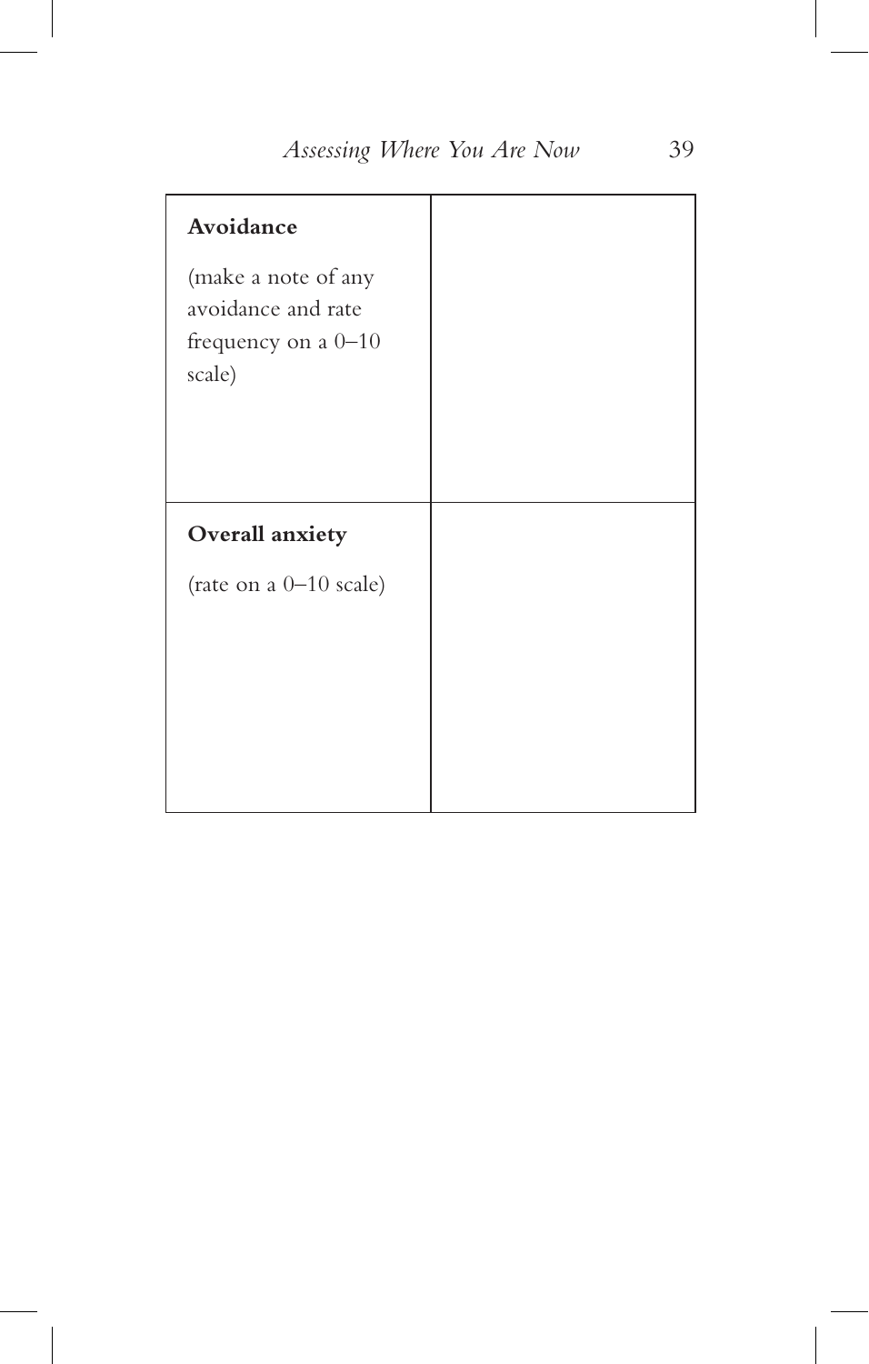| | |
|---|---|
| **Avoidance**<br><br>(make a note of any avoidance and rate frequency on a 0–10 scale) | |
| **Overall anxiety**<br><br>(rate on a 0–10 scale) | |